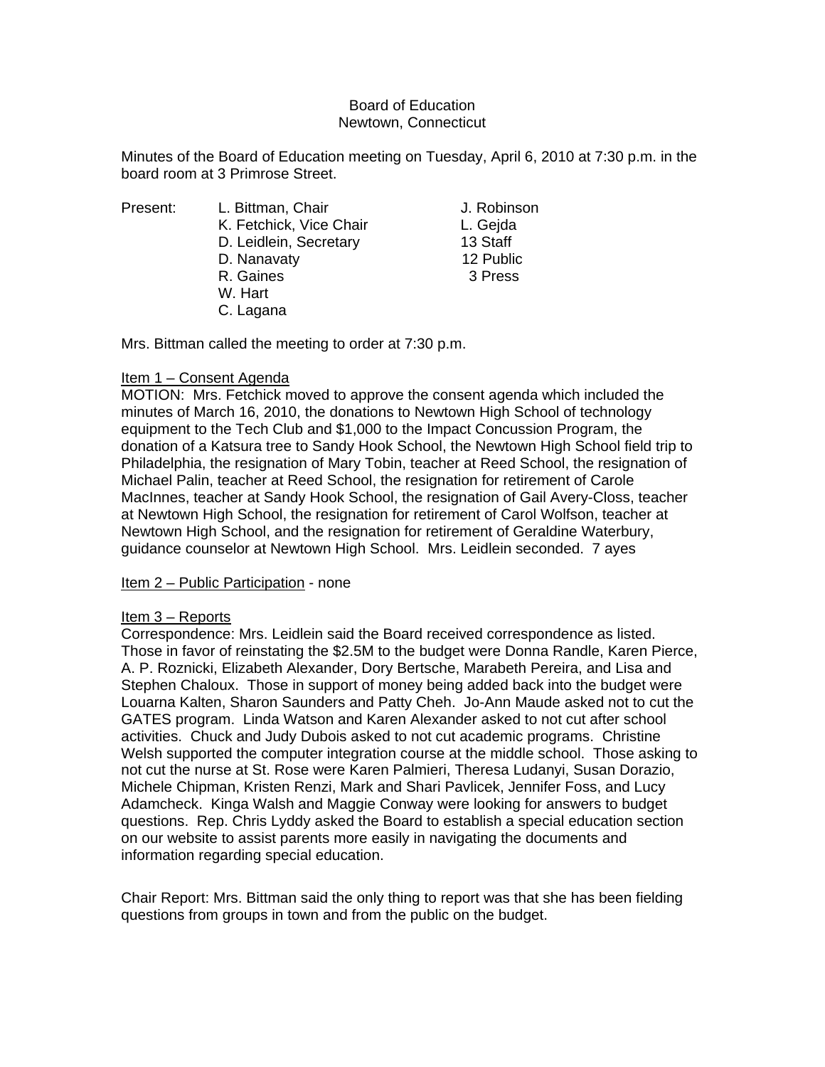Board of Education
Newtown, Connecticut

Minutes of the Board of Education meeting on Tuesday, April 6, 2010 at 7:30 p.m. in the board room at 3 Primrose Street.

| Present: | | |
|---|---|---|
| | L. Bittman, Chair | J. Robinson |
| | K. Fetchick, Vice Chair | L. Gejda |
| | D. Leidlein, Secretary | 13 Staff |
| | D. Nanavaty | 12 Public |
| | R. Gaines | 3 Press |
| | W. Hart | |
| | C. Lagana | |

Mrs. Bittman called the meeting to order at 7:30 p.m.

Item 1 – Consent Agenda

MOTION: Mrs. Fetchick moved to approve the consent agenda which included the minutes of March 16, 2010, the donations to Newtown High School of technology equipment to the Tech Club and $1,000 to the Impact Concussion Program, the donation of a Katsura tree to Sandy Hook School, the Newtown High School field trip to Philadelphia, the resignation of Mary Tobin, teacher at Reed School, the resignation of Michael Palin, teacher at Reed School, the resignation for retirement of Carole MacInnes, teacher at Sandy Hook School, the resignation of Gail Avery-Closs, teacher at Newtown High School, the resignation for retirement of Carol Wolfson, teacher at Newtown High School, and the resignation for retirement of Geraldine Waterbury, guidance counselor at Newtown High School. Mrs. Leidlein seconded. 7 ayes

Item 2 – Public Participation - none

Item 3 – Reports

Correspondence: Mrs. Leidlein said the Board received correspondence as listed. Those in favor of reinstating the $2.5M to the budget were Donna Randle, Karen Pierce, A. P. Roznicki, Elizabeth Alexander, Dory Bertsche, Marabeth Pereira, and Lisa and Stephen Chaloux. Those in support of money being added back into the budget were Louarna Kalten, Sharon Saunders and Patty Cheh. Jo-Ann Maude asked not to cut the GATES program. Linda Watson and Karen Alexander asked to not cut after school activities. Chuck and Judy Dubois asked to not cut academic programs. Christine Welsh supported the computer integration course at the middle school. Those asking to not cut the nurse at St. Rose were Karen Palmieri, Theresa Ludanyi, Susan Dorazio, Michele Chipman, Kristen Renzi, Mark and Shari Pavlicek, Jennifer Foss, and Lucy Adamcheck. Kinga Walsh and Maggie Conway were looking for answers to budget questions. Rep. Chris Lyddy asked the Board to establish a special education section on our website to assist parents more easily in navigating the documents and information regarding special education.

Chair Report: Mrs. Bittman said the only thing to report was that she has been fielding questions from groups in town and from the public on the budget.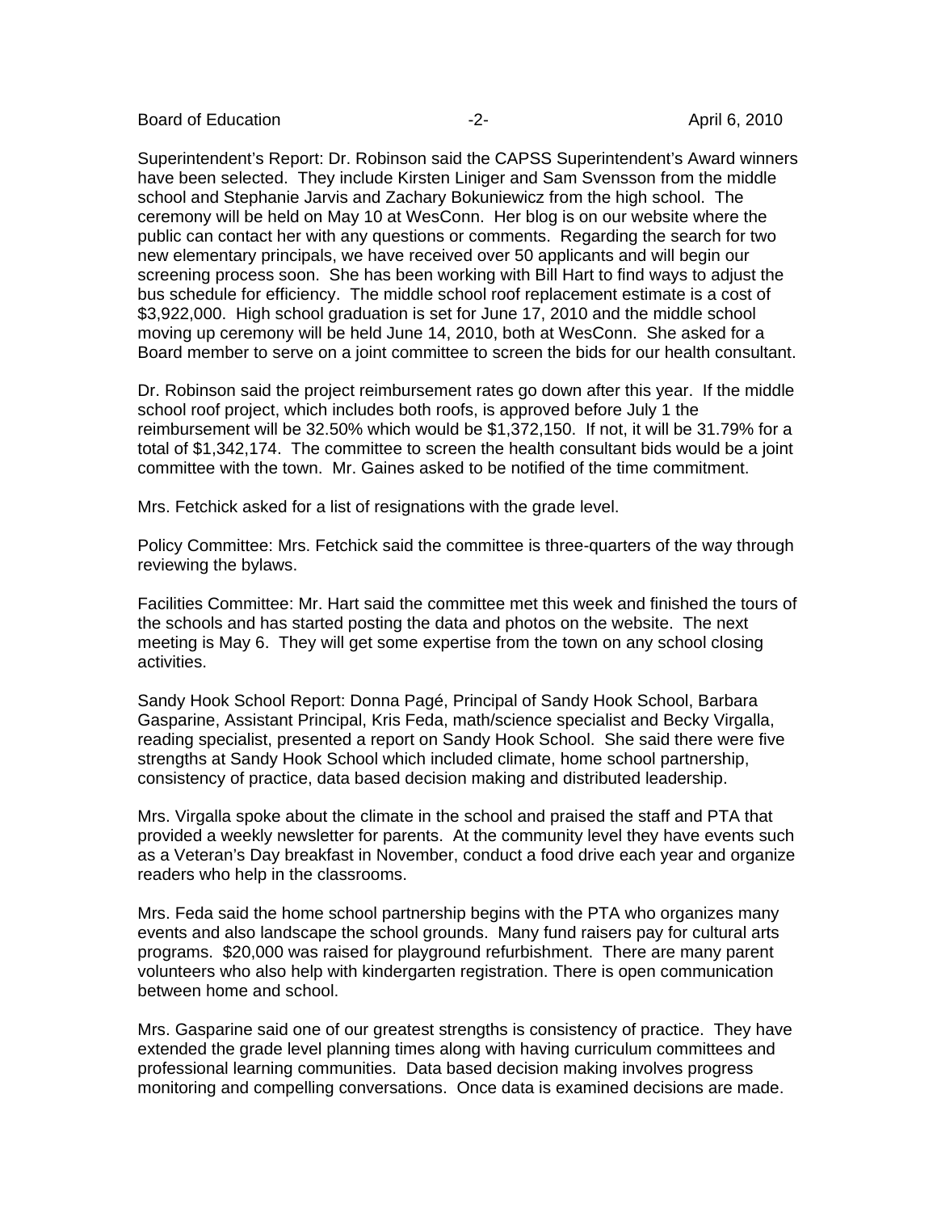Superintendent's Report: Dr. Robinson said the CAPSS Superintendent's Award winners have been selected. They include Kirsten Liniger and Sam Svensson from the middle school and Stephanie Jarvis and Zachary Bokuniewicz from the high school. The ceremony will be held on May 10 at WesConn. Her blog is on our website where the public can contact her with any questions or comments. Regarding the search for two new elementary principals, we have received over 50 applicants and will begin our screening process soon. She has been working with Bill Hart to find ways to adjust the bus schedule for efficiency. The middle school roof replacement estimate is a cost of $3,922,000. High school graduation is set for June 17, 2010 and the middle school moving up ceremony will be held June 14, 2010, both at WesConn. She asked for a Board member to serve on a joint committee to screen the bids for our health consultant.

Dr. Robinson said the project reimbursement rates go down after this year. If the middle school roof project, which includes both roofs, is approved before July 1 the reimbursement will be 32.50% which would be $1,372,150. If not, it will be 31.79% for a total of $1,342,174. The committee to screen the health consultant bids would be a joint committee with the town. Mr. Gaines asked to be notified of the time commitment.

Mrs. Fetchick asked for a list of resignations with the grade level.

Policy Committee: Mrs. Fetchick said the committee is three-quarters of the way through reviewing the bylaws.

Facilities Committee: Mr. Hart said the committee met this week and finished the tours of the schools and has started posting the data and photos on the website. The next meeting is May 6. They will get some expertise from the town on any school closing activities.

Sandy Hook School Report: Donna Pagé, Principal of Sandy Hook School, Barbara Gasparine, Assistant Principal, Kris Feda, math/science specialist and Becky Virgalla, reading specialist, presented a report on Sandy Hook School. She said there were five strengths at Sandy Hook School which included climate, home school partnership, consistency of practice, data based decision making and distributed leadership.

Mrs. Virgalla spoke about the climate in the school and praised the staff and PTA that provided a weekly newsletter for parents. At the community level they have events such as a Veteran's Day breakfast in November, conduct a food drive each year and organize readers who help in the classrooms.

Mrs. Feda said the home school partnership begins with the PTA who organizes many events and also landscape the school grounds. Many fund raisers pay for cultural arts programs. $20,000 was raised for playground refurbishment. There are many parent volunteers who also help with kindergarten registration. There is open communication between home and school.

Mrs. Gasparine said one of our greatest strengths is consistency of practice. They have extended the grade level planning times along with having curriculum committees and professional learning communities. Data based decision making involves progress monitoring and compelling conversations. Once data is examined decisions are made.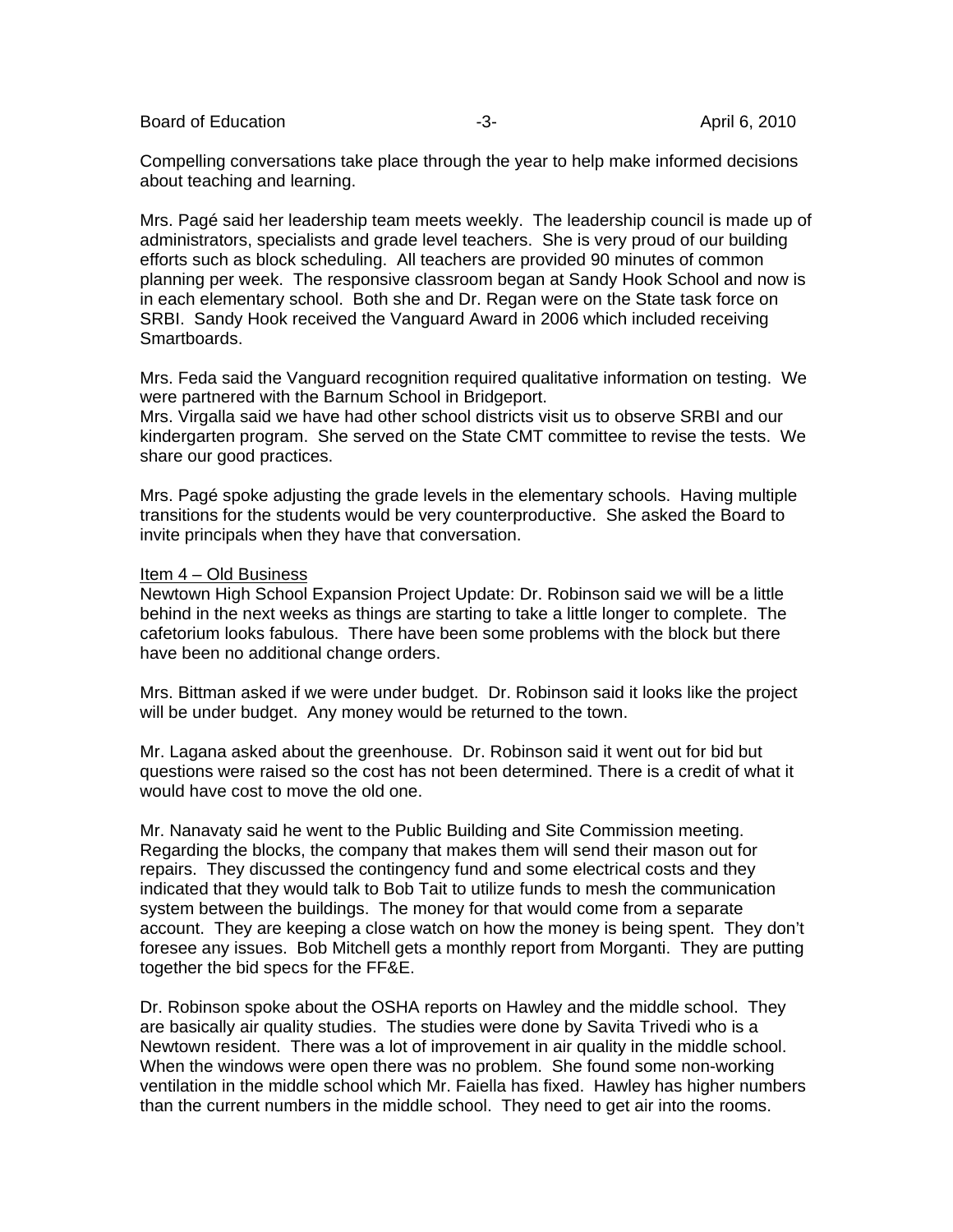Compelling conversations take place through the year to help make informed decisions about teaching and learning.

Mrs. Pagé said her leadership team meets weekly. The leadership council is made up of administrators, specialists and grade level teachers. She is very proud of our building efforts such as block scheduling. All teachers are provided 90 minutes of common planning per week. The responsive classroom began at Sandy Hook School and now is in each elementary school. Both she and Dr. Regan were on the State task force on SRBI. Sandy Hook received the Vanguard Award in 2006 which included receiving Smartboards.

Mrs. Feda said the Vanguard recognition required qualitative information on testing. We were partnered with the Barnum School in Bridgeport.

Mrs. Virgalla said we have had other school districts visit us to observe SRBI and our kindergarten program. She served on the State CMT committee to revise the tests. We share our good practices.

Mrs. Pagé spoke adjusting the grade levels in the elementary schools. Having multiple transitions for the students would be very counterproductive. She asked the Board to invite principals when they have that conversation.

Item 4 – Old Business

Newtown High School Expansion Project Update: Dr. Robinson said we will be a little behind in the next weeks as things are starting to take a little longer to complete. The cafetorium looks fabulous. There have been some problems with the block but there have been no additional change orders.

Mrs. Bittman asked if we were under budget. Dr. Robinson said it looks like the project will be under budget. Any money would be returned to the town.

Mr. Lagana asked about the greenhouse. Dr. Robinson said it went out for bid but questions were raised so the cost has not been determined. There is a credit of what it would have cost to move the old one.

Mr. Nanavaty said he went to the Public Building and Site Commission meeting. Regarding the blocks, the company that makes them will send their mason out for repairs. They discussed the contingency fund and some electrical costs and they indicated that they would talk to Bob Tait to utilize funds to mesh the communication system between the buildings. The money for that would come from a separate account. They are keeping a close watch on how the money is being spent. They don't foresee any issues. Bob Mitchell gets a monthly report from Morganti. They are putting together the bid specs for the FF&E.

Dr. Robinson spoke about the OSHA reports on Hawley and the middle school. They are basically air quality studies. The studies were done by Savita Trivedi who is a Newtown resident. There was a lot of improvement in air quality in the middle school. When the windows were open there was no problem. She found some non-working ventilation in the middle school which Mr. Faiella has fixed. Hawley has higher numbers than the current numbers in the middle school. They need to get air into the rooms.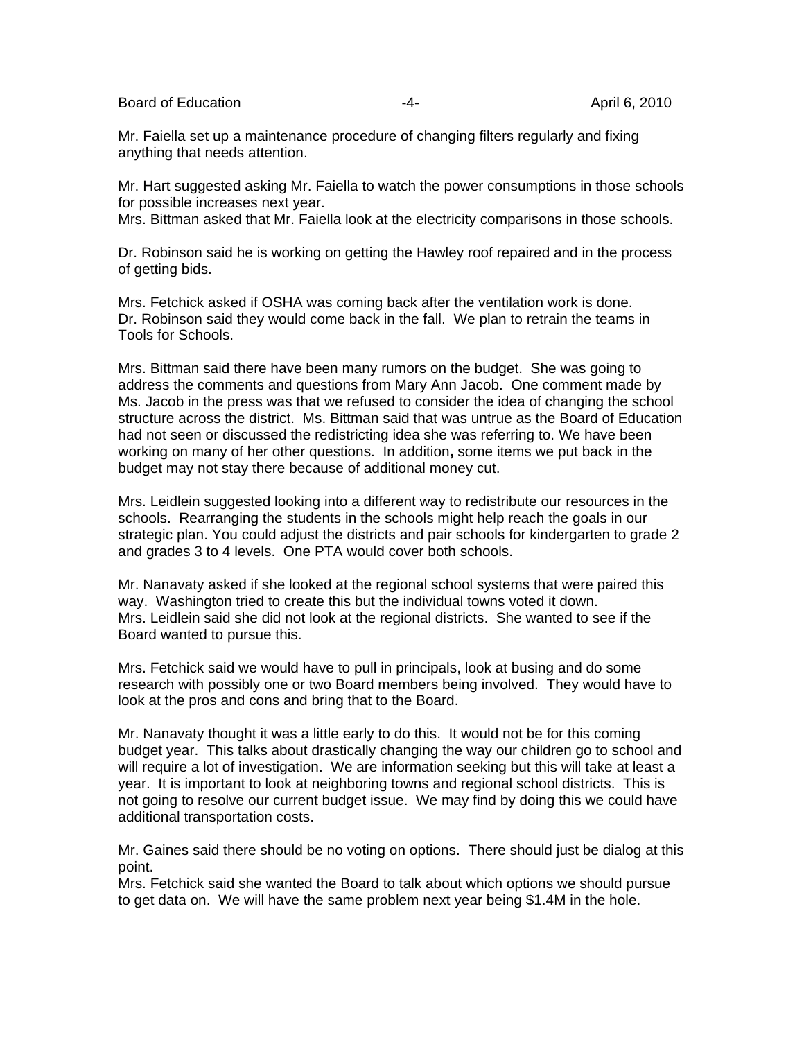Mr. Faiella set up a maintenance procedure of changing filters regularly and fixing anything that needs attention.

Mr. Hart suggested asking Mr. Faiella to watch the power consumptions in those schools for possible increases next year.
Mrs. Bittman asked that Mr. Faiella look at the electricity comparisons in those schools.

Dr. Robinson said he is working on getting the Hawley roof repaired and in the process of getting bids.

Mrs. Fetchick asked if OSHA was coming back after the ventilation work is done.
Dr. Robinson said they would come back in the fall. We plan to retrain the teams in Tools for Schools.

Mrs. Bittman said there have been many rumors on the budget. She was going to address the comments and questions from Mary Ann Jacob. One comment made by Ms. Jacob in the press was that we refused to consider the idea of changing the school structure across the district. Ms. Bittman said that was untrue as the Board of Education had not seen or discussed the redistricting idea she was referring to. We have been working on many of her other questions. In addition**,** some items we put back in the budget may not stay there because of additional money cut.

Mrs. Leidlein suggested looking into a different way to redistribute our resources in the schools. Rearranging the students in the schools might help reach the goals in our strategic plan. You could adjust the districts and pair schools for kindergarten to grade 2 and grades 3 to 4 levels. One PTA would cover both schools.

Mr. Nanavaty asked if she looked at the regional school systems that were paired this way. Washington tried to create this but the individual towns voted it down.
Mrs. Leidlein said she did not look at the regional districts. She wanted to see if the Board wanted to pursue this.

Mrs. Fetchick said we would have to pull in principals, look at busing and do some research with possibly one or two Board members being involved. They would have to look at the pros and cons and bring that to the Board.

Mr. Nanavaty thought it was a little early to do this. It would not be for this coming budget year. This talks about drastically changing the way our children go to school and will require a lot of investigation. We are information seeking but this will take at least a year. It is important to look at neighboring towns and regional school districts. This is not going to resolve our current budget issue. We may find by doing this we could have additional transportation costs.

Mr. Gaines said there should be no voting on options. There should just be dialog at this point.
Mrs. Fetchick said she wanted the Board to talk about which options we should pursue to get data on. We will have the same problem next year being $1.4M in the hole.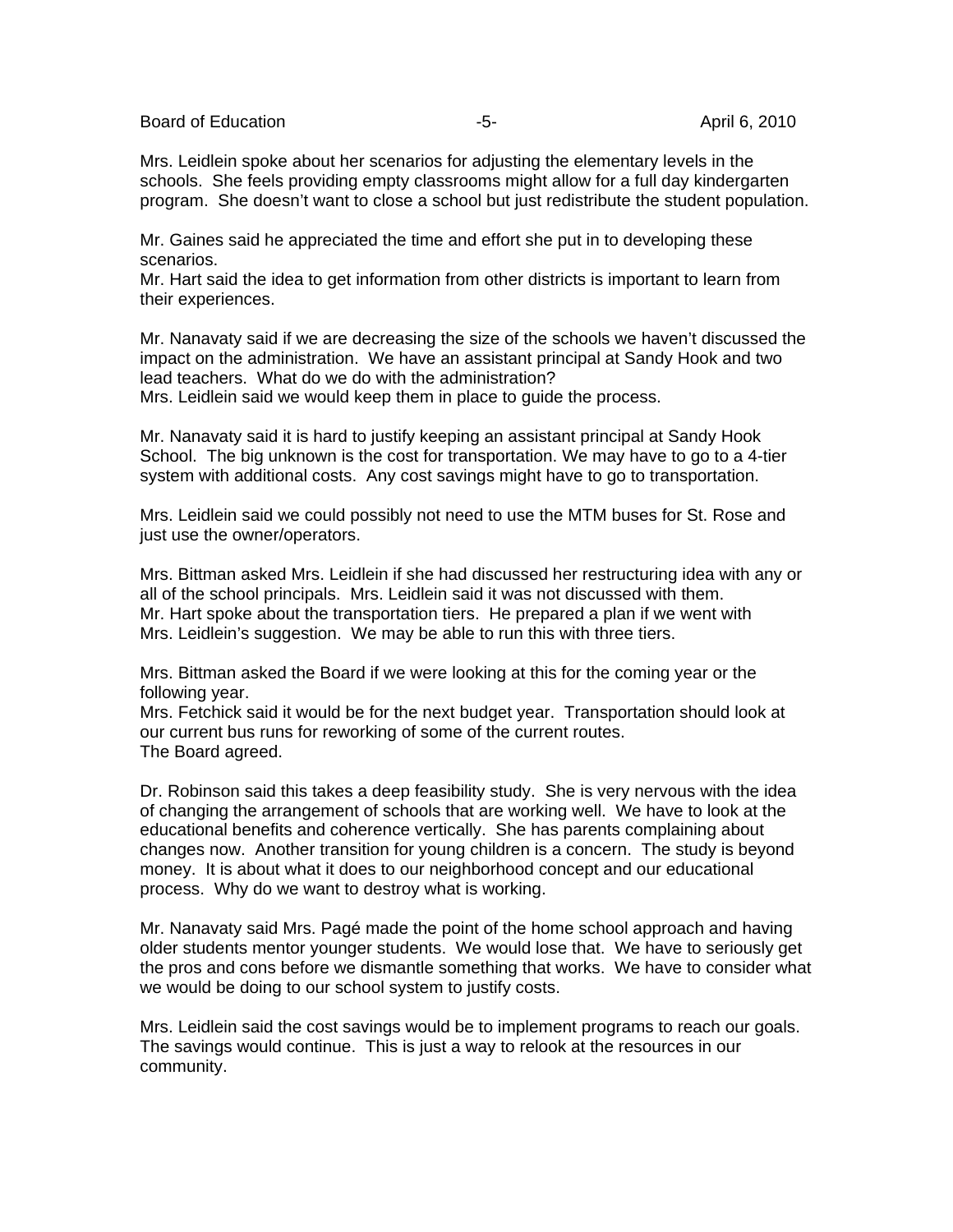Mrs. Leidlein spoke about her scenarios for adjusting the elementary levels in the schools. She feels providing empty classrooms might allow for a full day kindergarten program. She doesn't want to close a school but just redistribute the student population.

Mr. Gaines said he appreciated the time and effort she put in to developing these scenarios.
Mr. Hart said the idea to get information from other districts is important to learn from their experiences.

Mr. Nanavaty said if we are decreasing the size of the schools we haven't discussed the impact on the administration. We have an assistant principal at Sandy Hook and two lead teachers. What do we do with the administration?
Mrs. Leidlein said we would keep them in place to guide the process.

Mr. Nanavaty said it is hard to justify keeping an assistant principal at Sandy Hook School. The big unknown is the cost for transportation. We may have to go to a 4-tier system with additional costs. Any cost savings might have to go to transportation.

Mrs. Leidlein said we could possibly not need to use the MTM buses for St. Rose and just use the owner/operators.

Mrs. Bittman asked Mrs. Leidlein if she had discussed her restructuring idea with any or all of the school principals. Mrs. Leidlein said it was not discussed with them.
Mr. Hart spoke about the transportation tiers. He prepared a plan if we went with Mrs. Leidlein's suggestion. We may be able to run this with three tiers.

Mrs. Bittman asked the Board if we were looking at this for the coming year or the following year.
Mrs. Fetchick said it would be for the next budget year. Transportation should look at our current bus runs for reworking of some of the current routes.
The Board agreed.

Dr. Robinson said this takes a deep feasibility study. She is very nervous with the idea of changing the arrangement of schools that are working well. We have to look at the educational benefits and coherence vertically. She has parents complaining about changes now. Another transition for young children is a concern. The study is beyond money. It is about what it does to our neighborhood concept and our educational process. Why do we want to destroy what is working.

Mr. Nanavaty said Mrs. Pagé made the point of the home school approach and having older students mentor younger students. We would lose that. We have to seriously get the pros and cons before we dismantle something that works. We have to consider what we would be doing to our school system to justify costs.

Mrs. Leidlein said the cost savings would be to implement programs to reach our goals. The savings would continue. This is just a way to relook at the resources in our community.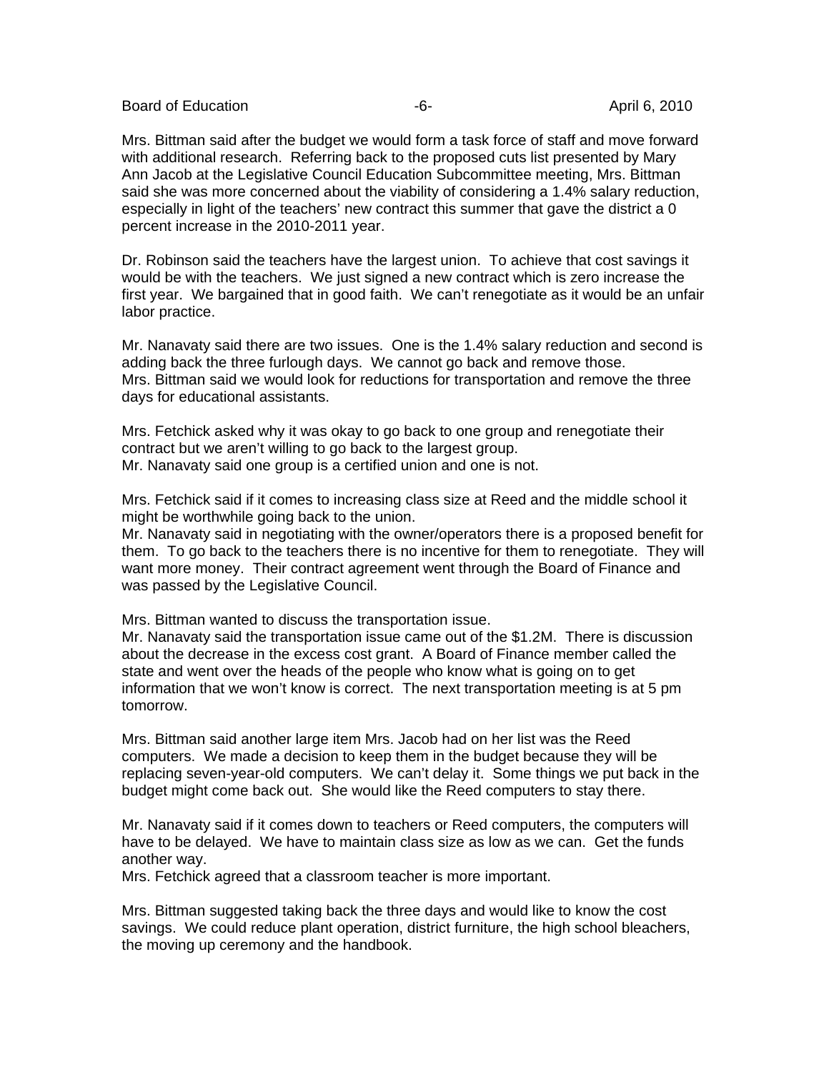Mrs. Bittman said after the budget we would form a task force of staff and move forward with additional research. Referring back to the proposed cuts list presented by Mary Ann Jacob at the Legislative Council Education Subcommittee meeting, Mrs. Bittman said she was more concerned about the viability of considering a 1.4% salary reduction, especially in light of the teachers' new contract this summer that gave the district a 0 percent increase in the 2010-2011 year.

Dr. Robinson said the teachers have the largest union. To achieve that cost savings it would be with the teachers. We just signed a new contract which is zero increase the first year. We bargained that in good faith. We can't renegotiate as it would be an unfair labor practice.

Mr. Nanavaty said there are two issues. One is the 1.4% salary reduction and second is adding back the three furlough days. We cannot go back and remove those.
Mrs. Bittman said we would look for reductions for transportation and remove the three days for educational assistants.

Mrs. Fetchick asked why it was okay to go back to one group and renegotiate their contract but we aren't willing to go back to the largest group.
Mr. Nanavaty said one group is a certified union and one is not.

Mrs. Fetchick said if it comes to increasing class size at Reed and the middle school it might be worthwhile going back to the union.
Mr. Nanavaty said in negotiating with the owner/operators there is a proposed benefit for them. To go back to the teachers there is no incentive for them to renegotiate. They will want more money. Their contract agreement went through the Board of Finance and was passed by the Legislative Council.

Mrs. Bittman wanted to discuss the transportation issue.
Mr. Nanavaty said the transportation issue came out of the $1.2M. There is discussion about the decrease in the excess cost grant. A Board of Finance member called the state and went over the heads of the people who know what is going on to get information that we won't know is correct. The next transportation meeting is at 5 pm tomorrow.

Mrs. Bittman said another large item Mrs. Jacob had on her list was the Reed computers. We made a decision to keep them in the budget because they will be replacing seven-year-old computers. We can't delay it. Some things we put back in the budget might come back out. She would like the Reed computers to stay there.

Mr. Nanavaty said if it comes down to teachers or Reed computers, the computers will have to be delayed. We have to maintain class size as low as we can. Get the funds another way.
Mrs. Fetchick agreed that a classroom teacher is more important.

Mrs. Bittman suggested taking back the three days and would like to know the cost savings. We could reduce plant operation, district furniture, the high school bleachers, the moving up ceremony and the handbook.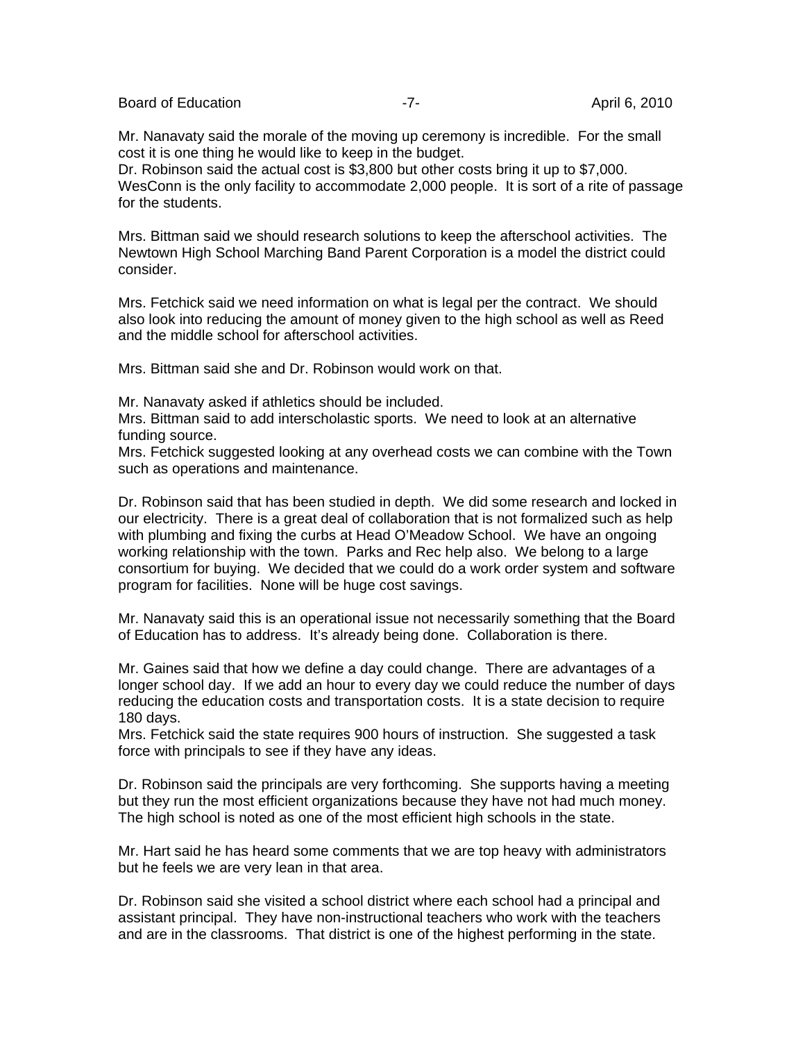Mr. Nanavaty said the morale of the moving up ceremony is incredible. For the small cost it is one thing he would like to keep in the budget.
Dr. Robinson said the actual cost is $3,800 but other costs bring it up to $7,000. WesConn is the only facility to accommodate 2,000 people. It is sort of a rite of passage for the students.

Mrs. Bittman said we should research solutions to keep the afterschool activities. The Newtown High School Marching Band Parent Corporation is a model the district could consider.

Mrs. Fetchick said we need information on what is legal per the contract. We should also look into reducing the amount of money given to the high school as well as Reed and the middle school for afterschool activities.

Mrs. Bittman said she and Dr. Robinson would work on that.

Mr. Nanavaty asked if athletics should be included.
Mrs. Bittman said to add interscholastic sports. We need to look at an alternative funding source.
Mrs. Fetchick suggested looking at any overhead costs we can combine with the Town such as operations and maintenance.

Dr. Robinson said that has been studied in depth. We did some research and locked in our electricity. There is a great deal of collaboration that is not formalized such as help with plumbing and fixing the curbs at Head O'Meadow School. We have an ongoing working relationship with the town. Parks and Rec help also. We belong to a large consortium for buying. We decided that we could do a work order system and software program for facilities. None will be huge cost savings.

Mr. Nanavaty said this is an operational issue not necessarily something that the Board of Education has to address. It's already being done. Collaboration is there.

Mr. Gaines said that how we define a day could change. There are advantages of a longer school day. If we add an hour to every day we could reduce the number of days reducing the education costs and transportation costs. It is a state decision to require 180 days.
Mrs. Fetchick said the state requires 900 hours of instruction. She suggested a task force with principals to see if they have any ideas.

Dr. Robinson said the principals are very forthcoming. She supports having a meeting but they run the most efficient organizations because they have not had much money. The high school is noted as one of the most efficient high schools in the state.

Mr. Hart said he has heard some comments that we are top heavy with administrators but he feels we are very lean in that area.

Dr. Robinson said she visited a school district where each school had a principal and assistant principal. They have non-instructional teachers who work with the teachers and are in the classrooms. That district is one of the highest performing in the state.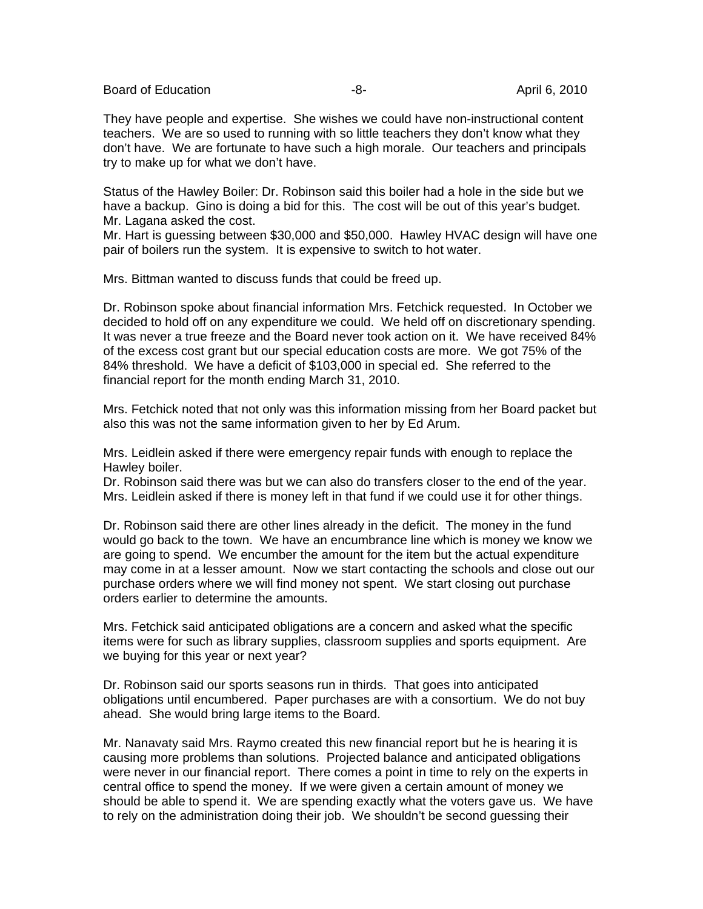They have people and expertise. She wishes we could have non-instructional content teachers. We are so used to running with so little teachers they don't know what they don't have. We are fortunate to have such a high morale. Our teachers and principals try to make up for what we don't have.

Status of the Hawley Boiler: Dr. Robinson said this boiler had a hole in the side but we have a backup. Gino is doing a bid for this. The cost will be out of this year's budget. Mr. Lagana asked the cost.
Mr. Hart is guessing between $30,000 and $50,000. Hawley HVAC design will have one pair of boilers run the system. It is expensive to switch to hot water.

Mrs. Bittman wanted to discuss funds that could be freed up.

Dr. Robinson spoke about financial information Mrs. Fetchick requested. In October we decided to hold off on any expenditure we could. We held off on discretionary spending. It was never a true freeze and the Board never took action on it. We have received 84% of the excess cost grant but our special education costs are more. We got 75% of the 84% threshold. We have a deficit of $103,000 in special ed. She referred to the financial report for the month ending March 31, 2010.

Mrs. Fetchick noted that not only was this information missing from her Board packet but also this was not the same information given to her by Ed Arum.

Mrs. Leidlein asked if there were emergency repair funds with enough to replace the Hawley boiler.
Dr. Robinson said there was but we can also do transfers closer to the end of the year. Mrs. Leidlein asked if there is money left in that fund if we could use it for other things.

Dr. Robinson said there are other lines already in the deficit. The money in the fund would go back to the town. We have an encumbrance line which is money we know we are going to spend. We encumber the amount for the item but the actual expenditure may come in at a lesser amount. Now we start contacting the schools and close out our purchase orders where we will find money not spent. We start closing out purchase orders earlier to determine the amounts.

Mrs. Fetchick said anticipated obligations are a concern and asked what the specific items were for such as library supplies, classroom supplies and sports equipment. Are we buying for this year or next year?

Dr. Robinson said our sports seasons run in thirds. That goes into anticipated obligations until encumbered. Paper purchases are with a consortium. We do not buy ahead. She would bring large items to the Board.

Mr. Nanavaty said Mrs. Raymo created this new financial report but he is hearing it is causing more problems than solutions. Projected balance and anticipated obligations were never in our financial report. There comes a point in time to rely on the experts in central office to spend the money. If we were given a certain amount of money we should be able to spend it. We are spending exactly what the voters gave us. We have to rely on the administration doing their job. We shouldn't be second guessing their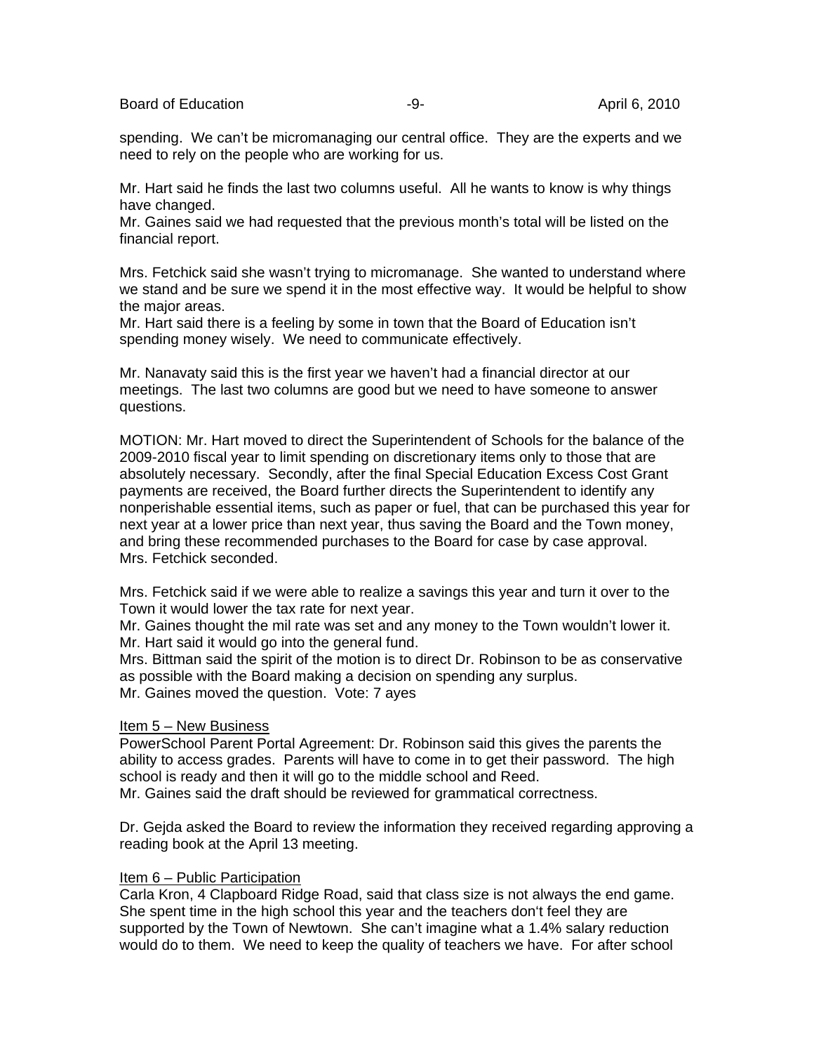spending. We can't be micromanaging our central office. They are the experts and we need to rely on the people who are working for us.

Mr. Hart said he finds the last two columns useful. All he wants to know is why things have changed.
Mr. Gaines said we had requested that the previous month's total will be listed on the financial report.

Mrs. Fetchick said she wasn't trying to micromanage. She wanted to understand where we stand and be sure we spend it in the most effective way. It would be helpful to show the major areas.
Mr. Hart said there is a feeling by some in town that the Board of Education isn't spending money wisely. We need to communicate effectively.

Mr. Nanavaty said this is the first year we haven't had a financial director at our meetings. The last two columns are good but we need to have someone to answer questions.

MOTION: Mr. Hart moved to direct the Superintendent of Schools for the balance of the 2009-2010 fiscal year to limit spending on discretionary items only to those that are absolutely necessary. Secondly, after the final Special Education Excess Cost Grant payments are received, the Board further directs the Superintendent to identify any nonperishable essential items, such as paper or fuel, that can be purchased this year for next year at a lower price than next year, thus saving the Board and the Town money, and bring these recommended purchases to the Board for case by case approval. Mrs. Fetchick seconded.

Mrs. Fetchick said if we were able to realize a savings this year and turn it over to the Town it would lower the tax rate for next year.
Mr. Gaines thought the mil rate was set and any money to the Town wouldn't lower it.
Mr. Hart said it would go into the general fund.
Mrs. Bittman said the spirit of the motion is to direct Dr. Robinson to be as conservative as possible with the Board making a decision on spending any surplus.
Mr. Gaines moved the question. Vote: 7 ayes

<u>Item 5 – New Business</u>
PowerSchool Parent Portal Agreement: Dr. Robinson said this gives the parents the ability to access grades. Parents will have to come in to get their password. The high school is ready and then it will go to the middle school and Reed.
Mr. Gaines said the draft should be reviewed for grammatical correctness.

Dr. Gejda asked the Board to review the information they received regarding approving a reading book at the April 13 meeting.

<u>Item 6 – Public Participation</u>
Carla Kron, 4 Clapboard Ridge Road, said that class size is not always the end game. She spent time in the high school this year and the teachers don't feel they are supported by the Town of Newtown. She can't imagine what a 1.4% salary reduction would do to them. We need to keep the quality of teachers we have. For after school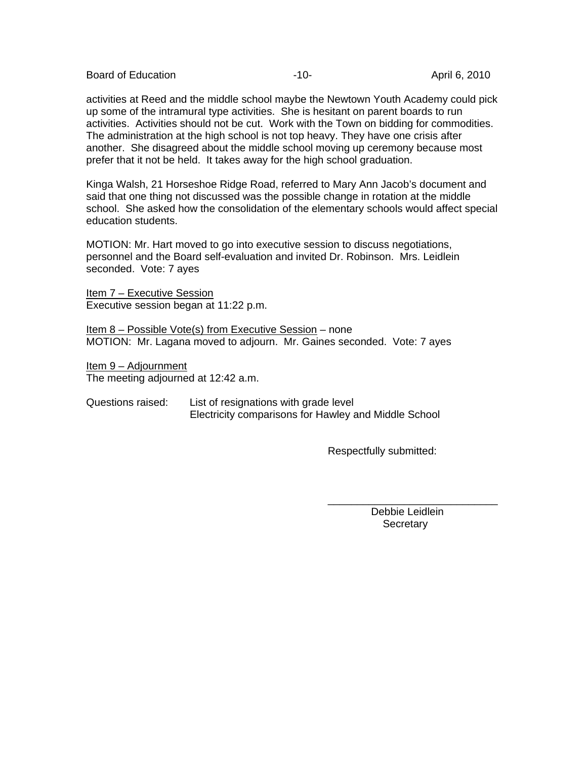activities at Reed and the middle school maybe the Newtown Youth Academy could pick up some of the intramural type activities. She is hesitant on parent boards to run activities. Activities should not be cut. Work with the Town on bidding for commodities. The administration at the high school is not top heavy. They have one crisis after another. She disagreed about the middle school moving up ceremony because most prefer that it not be held. It takes away for the high school graduation.

Kinga Walsh, 21 Horseshoe Ridge Road, referred to Mary Ann Jacob's document and said that one thing not discussed was the possible change in rotation at the middle school. She asked how the consolidation of the elementary schools would affect special education students.

MOTION: Mr. Hart moved to go into executive session to discuss negotiations, personnel and the Board self-evaluation and invited Dr. Robinson. Mrs. Leidlein seconded. Vote: 7 ayes

Item 7 – Executive Session
Executive session began at 11:22 p.m.

Item 8 – Possible Vote(s) from Executive Session – none
MOTION: Mr. Lagana moved to adjourn. Mr. Gaines seconded. Vote: 7 ayes

Item 9 – Adjournment
The meeting adjourned at 12:42 a.m.

Questions raised: List of resignations with grade level
Electricity comparisons for Hawley and Middle School

Respectfully submitted:

\_\_\_\_\_\_\_\_\_\_\_\_\_\_\_\_\_\_\_\_\_\_\_\_\_\_\_\_\_\_
Debbie Leidlein
Secretary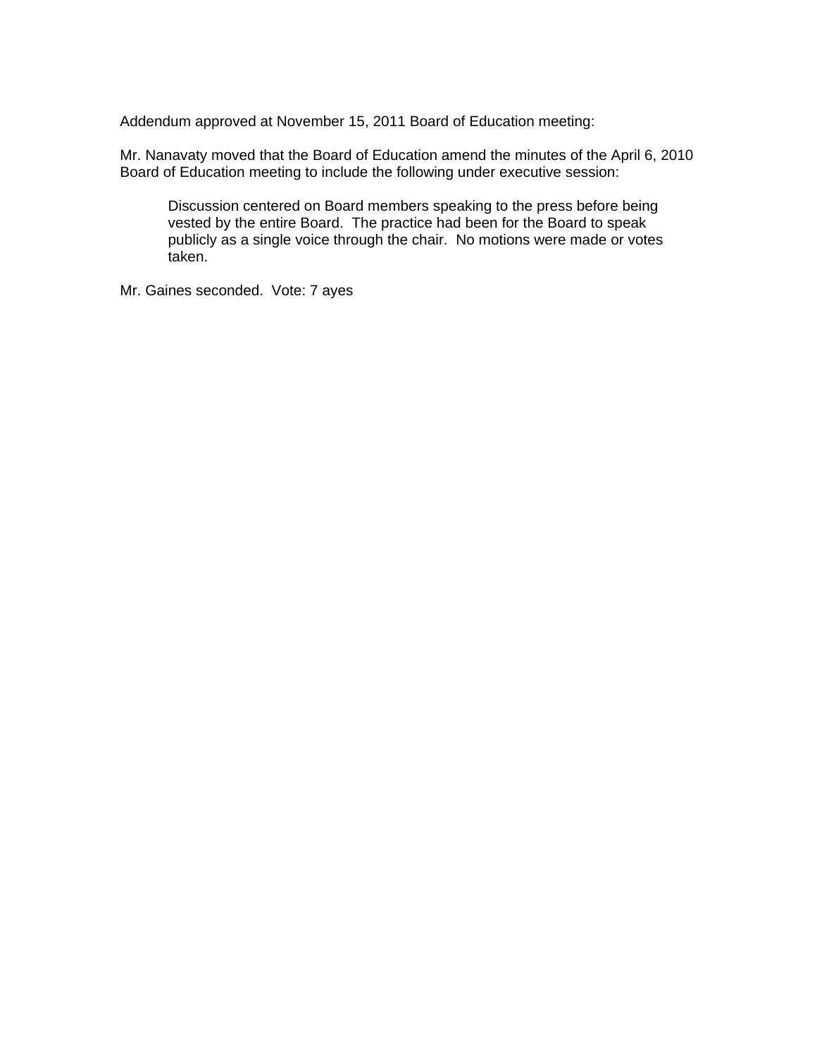Addendum approved at November 15, 2011 Board of Education meeting:

Mr. Nanavaty moved that the Board of Education amend the minutes of the April 6, 2010 Board of Education meeting to include the following under executive session:

> Discussion centered on Board members speaking to the press before being vested by the entire Board. The practice had been for the Board to speak publicly as a single voice through the chair. No motions were made or votes taken.

Mr. Gaines seconded. Vote: 7 ayes